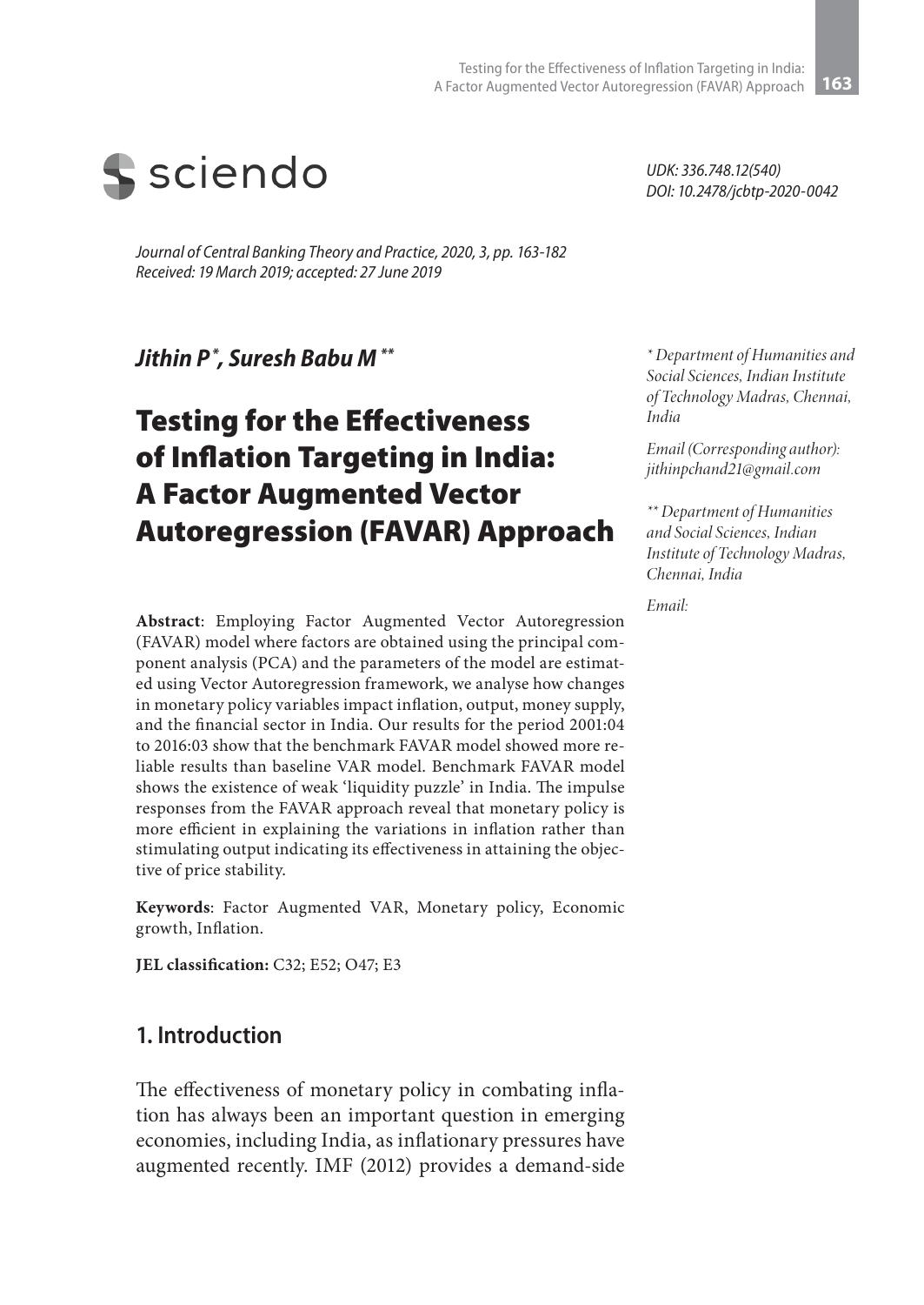sciendo

*UDK: 336.748.12(540)*
*DOI: 10.2478/jcbtp-2020-0042*

*Journal of Central Banking Theory and Practice, 2020, 3, pp. 163-182*
*Received: 19 March 2019; accepted: 27 June 2019*

***Jithin P [*], Suresh Babu M [**]***

# Testing for the Effectiveness of Inflation Targeting in India: A Factor Augmented Vector Autoregression (FAVAR) Approach

*[*] Department of Humanities and Social Sciences, Indian Institute of Technology Madras, Chennai, India*

*Email (Corresponding author): jithinpchand21@gmail.com*

*[**] Department of Humanities and Social Sciences, Indian Institute of Technology Madras, Chennai, India*

*Email:*

**Abstract**: Employing Factor Augmented Vector Autoregression (FAVAR) model where factors are obtained using the principal component analysis (PCA) and the parameters of the model are estimated using Vector Autoregression framework, we analyse how changes in monetary policy variables impact inflation, output, money supply, and the financial sector in India. Our results for the period 2001:04 to 2016:03 show that the benchmark FAVAR model showed more reliable results than baseline VAR model. Benchmark FAVAR model shows the existence of weak 'liquidity puzzle' in India. The impulse responses from the FAVAR approach reveal that monetary policy is more efficient in explaining the variations in inflation rather than stimulating output indicating its effectiveness in attaining the objective of price stability.

**Keywords**: Factor Augmented VAR, Monetary policy, Economic growth, Inflation.

**JEL classification:** C32; E52; O47; E3

## 1. Introduction

The effectiveness of monetary policy in combating inflation has always been an important question in emerging economies, including India, as inflationary pressures have augmented recently. IMF (2012) provides a demand-side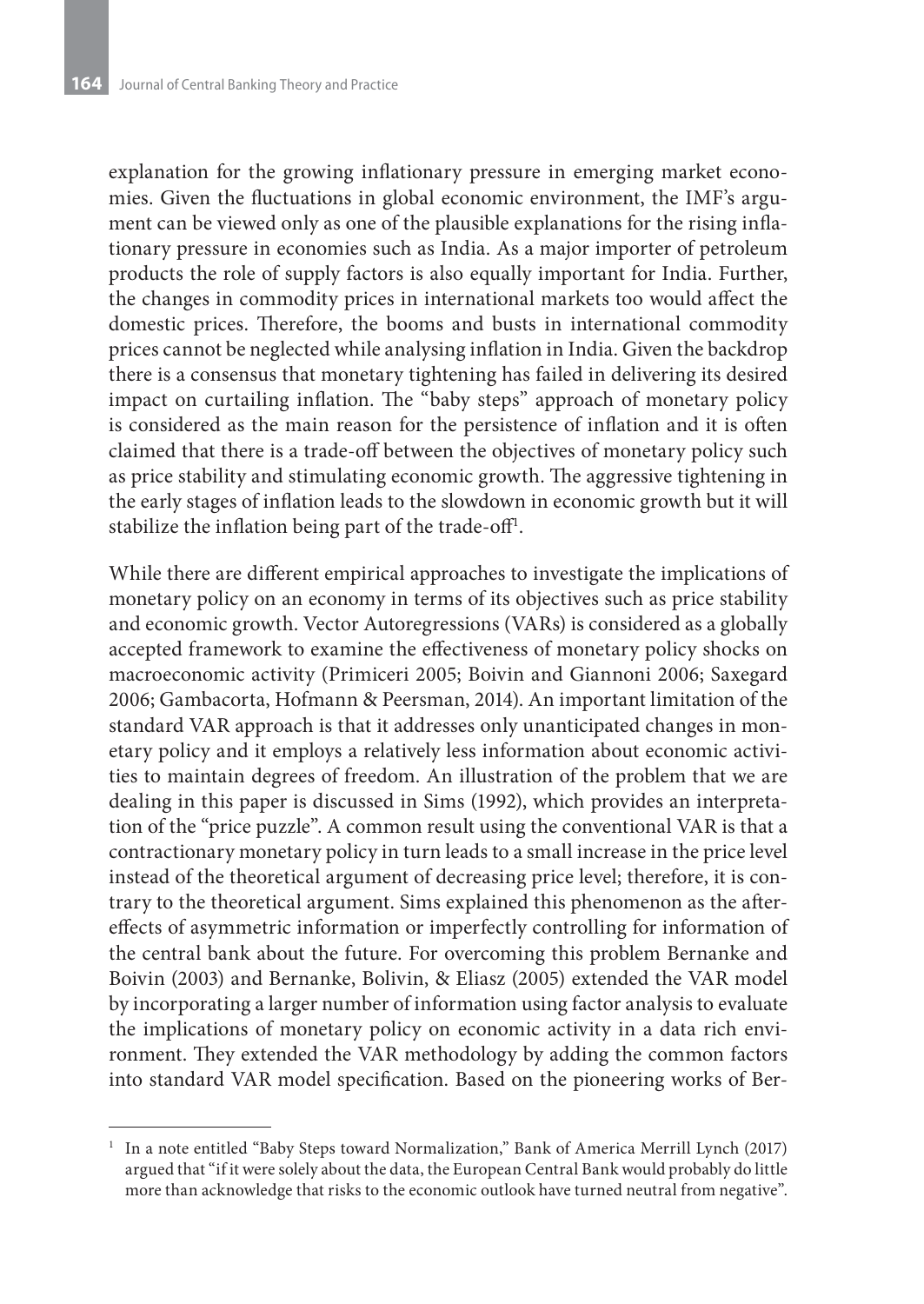explanation for the growing inflationary pressure in emerging market economies. Given the fluctuations in global economic environment, the IMF's argument can be viewed only as one of the plausible explanations for the rising inflationary pressure in economies such as India. As a major importer of petroleum products the role of supply factors is also equally important for India. Further, the changes in commodity prices in international markets too would affect the domestic prices. Therefore, the booms and busts in international commodity prices cannot be neglected while analysing inflation in India. Given the backdrop there is a consensus that monetary tightening has failed in delivering its desired impact on curtailing inflation. The "baby steps" approach of monetary policy is considered as the main reason for the persistence of inflation and it is often claimed that there is a trade-off between the objectives of monetary policy such as price stability and stimulating economic growth. The aggressive tightening in the early stages of inflation leads to the slowdown in economic growth but it will stabilize the inflation being part of the trade-off[1].

While there are different empirical approaches to investigate the implications of monetary policy on an economy in terms of its objectives such as price stability and economic growth. Vector Autoregressions (VARs) is considered as a globally accepted framework to examine the effectiveness of monetary policy shocks on macroeconomic activity (Primiceri 2005; Boivin and Giannoni 2006; Saxegard 2006; Gambacorta, Hofmann & Peersman, 2014). An important limitation of the standard VAR approach is that it addresses only unanticipated changes in monetary policy and it employs a relatively less information about economic activities to maintain degrees of freedom. An illustration of the problem that we are dealing in this paper is discussed in Sims (1992), which provides an interpretation of the "price puzzle". A common result using the conventional VAR is that a contractionary monetary policy in turn leads to a small increase in the price level instead of the theoretical argument of decreasing price level; therefore, it is contrary to the theoretical argument. Sims explained this phenomenon as the after-effects of asymmetric information or imperfectly controlling for information of the central bank about the future. For overcoming this problem Bernanke and Boivin (2003) and Bernanke, Bolivin, & Eliasz (2005) extended the VAR model by incorporating a larger number of information using factor analysis to evaluate the implications of monetary policy on economic activity in a data rich environment. They extended the VAR methodology by adding the common factors into standard VAR model specification. Based on the pioneering works of Ber-

[1] In a note entitled "Baby Steps toward Normalization," Bank of America Merrill Lynch (2017) argued that "if it were solely about the data, the European Central Bank would probably do little more than acknowledge that risks to the economic outlook have turned neutral from negative".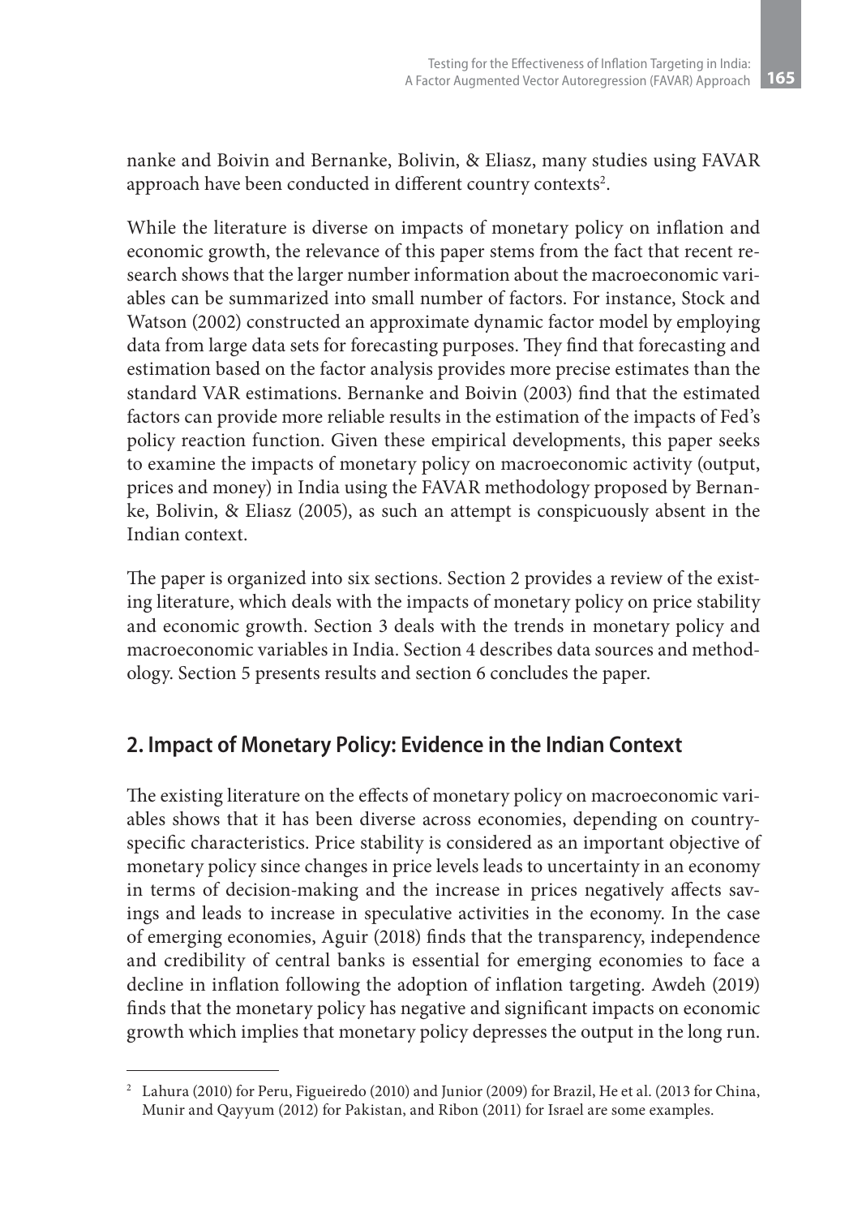nanke and Boivin and Bernanke, Bolivin, & Eliasz, many studies using FAVAR approach have been conducted in different country contexts[2].

While the literature is diverse on impacts of monetary policy on inflation and economic growth, the relevance of this paper stems from the fact that recent research shows that the larger number information about the macroeconomic variables can be summarized into small number of factors. For instance, Stock and Watson (2002) constructed an approximate dynamic factor model by employing data from large data sets for forecasting purposes. They find that forecasting and estimation based on the factor analysis provides more precise estimates than the standard VAR estimations. Bernanke and Boivin (2003) find that the estimated factors can provide more reliable results in the estimation of the impacts of Fed's policy reaction function. Given these empirical developments, this paper seeks to examine the impacts of monetary policy on macroeconomic activity (output, prices and money) in India using the FAVAR methodology proposed by Bernanke, Bolivin, & Eliasz (2005), as such an attempt is conspicuously absent in the Indian context.

The paper is organized into six sections. Section 2 provides a review of the existing literature, which deals with the impacts of monetary policy on price stability and economic growth. Section 3 deals with the trends in monetary policy and macroeconomic variables in India. Section 4 describes data sources and methodology. Section 5 presents results and section 6 concludes the paper.

## 2. Impact of Monetary Policy: Evidence in the Indian Context

The existing literature on the effects of monetary policy on macroeconomic variables shows that it has been diverse across economies, depending on country-specific characteristics. Price stability is considered as an important objective of monetary policy since changes in price levels leads to uncertainty in an economy in terms of decision-making and the increase in prices negatively affects savings and leads to increase in speculative activities in the economy. In the case of emerging economies, Aguir (2018) finds that the transparency, independence and credibility of central banks is essential for emerging economies to face a decline in inflation following the adoption of inflation targeting. Awdeh (2019) finds that the monetary policy has negative and significant impacts on economic growth which implies that monetary policy depresses the output in the long run.

---

[2] Lahura (2010) for Peru, Figueiredo (2010) and Junior (2009) for Brazil, He et al. (2013 for China, Munir and Qayyum (2012) for Pakistan, and Ribon (2011) for Israel are some examples.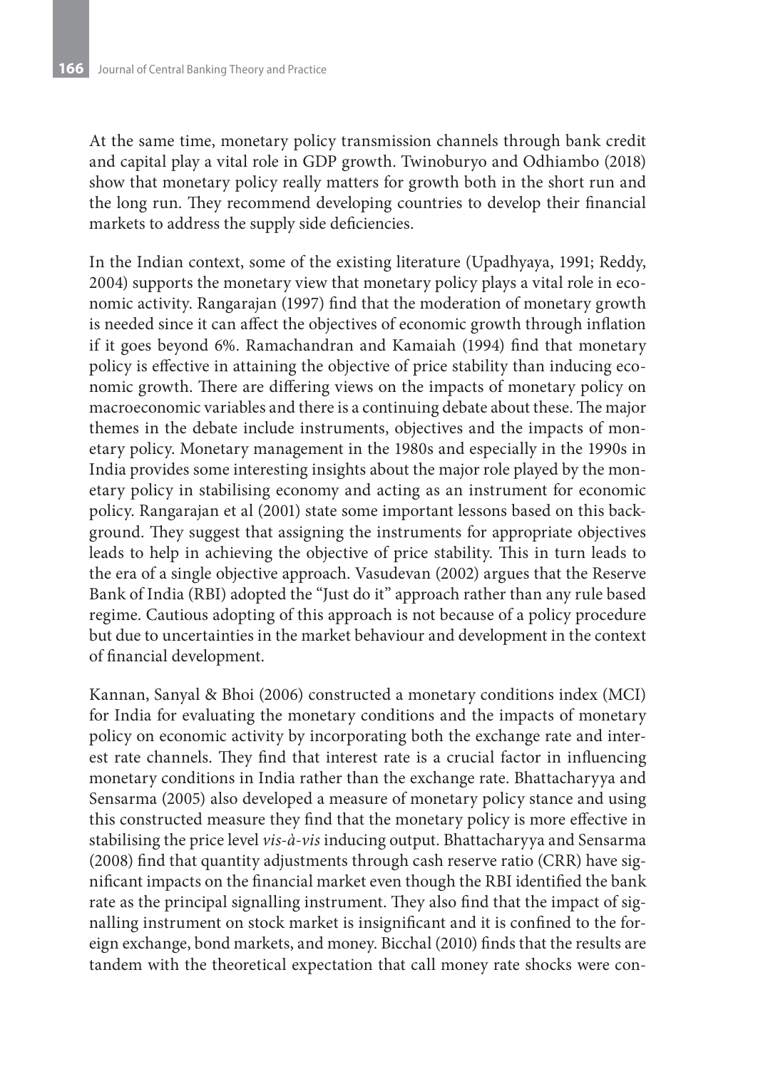At the same time, monetary policy transmission channels through bank credit and capital play a vital role in GDP growth. Twinoburyo and Odhiambo (2018) show that monetary policy really matters for growth both in the short run and the long run. They recommend developing countries to develop their financial markets to address the supply side deficiencies.

In the Indian context, some of the existing literature (Upadhyaya, 1991; Reddy, 2004) supports the monetary view that monetary policy plays a vital role in economic activity. Rangarajan (1997) find that the moderation of monetary growth is needed since it can affect the objectives of economic growth through inflation if it goes beyond 6%. Ramachandran and Kamaiah (1994) find that monetary policy is effective in attaining the objective of price stability than inducing economic growth. There are differing views on the impacts of monetary policy on macroeconomic variables and there is a continuing debate about these. The major themes in the debate include instruments, objectives and the impacts of monetary policy. Monetary management in the 1980s and especially in the 1990s in India provides some interesting insights about the major role played by the monetary policy in stabilising economy and acting as an instrument for economic policy. Rangarajan et al (2001) state some important lessons based on this background. They suggest that assigning the instruments for appropriate objectives leads to help in achieving the objective of price stability. This in turn leads to the era of a single objective approach. Vasudevan (2002) argues that the Reserve Bank of India (RBI) adopted the "Just do it" approach rather than any rule based regime. Cautious adopting of this approach is not because of a policy procedure but due to uncertainties in the market behaviour and development in the context of financial development.

Kannan, Sanyal & Bhoi (2006) constructed a monetary conditions index (MCI) for India for evaluating the monetary conditions and the impacts of monetary policy on economic activity by incorporating both the exchange rate and interest rate channels. They find that interest rate is a crucial factor in influencing monetary conditions in India rather than the exchange rate. Bhattacharyya and Sensarma (2005) also developed a measure of monetary policy stance and using this constructed measure they find that the monetary policy is more effective in stabilising the price level *vis-à-vis* inducing output. Bhattacharyya and Sensarma (2008) find that quantity adjustments through cash reserve ratio (CRR) have significant impacts on the financial market even though the RBI identified the bank rate as the principal signalling instrument. They also find that the impact of signalling instrument on stock market is insignificant and it is confined to the foreign exchange, bond markets, and money. Bicchal (2010) finds that the results are tandem with the theoretical expectation that call money rate shocks were con-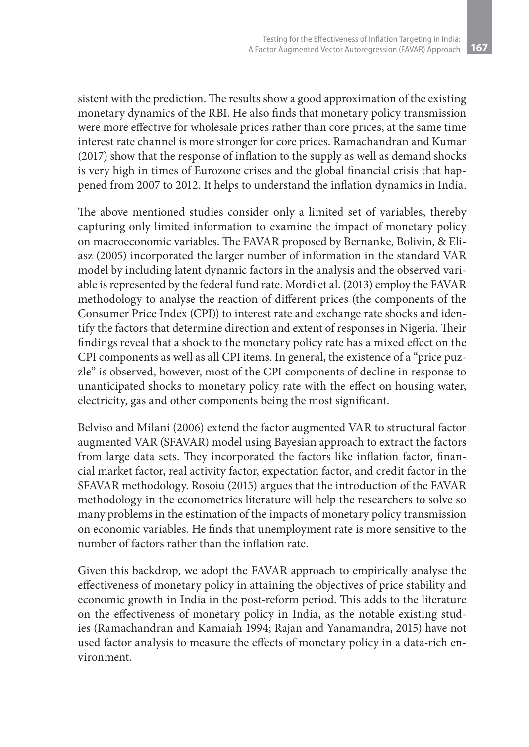sistent with the prediction. The results show a good approximation of the existing monetary dynamics of the RBI. He also finds that monetary policy transmission were more effective for wholesale prices rather than core prices, at the same time interest rate channel is more stronger for core prices. Ramachandran and Kumar (2017) show that the response of inflation to the supply as well as demand shocks is very high in times of Eurozone crises and the global financial crisis that happened from 2007 to 2012. It helps to understand the inflation dynamics in India.

The above mentioned studies consider only a limited set of variables, thereby capturing only limited information to examine the impact of monetary policy on macroeconomic variables. The FAVAR proposed by Bernanke, Bolivin, & Eliasz (2005) incorporated the larger number of information in the standard VAR model by including latent dynamic factors in the analysis and the observed variable is represented by the federal fund rate. Mordi et al. (2013) employ the FAVAR methodology to analyse the reaction of different prices (the components of the Consumer Price Index (CPI)) to interest rate and exchange rate shocks and identify the factors that determine direction and extent of responses in Nigeria. Their findings reveal that a shock to the monetary policy rate has a mixed effect on the CPI components as well as all CPI items. In general, the existence of a "price puzzle" is observed, however, most of the CPI components of decline in response to unanticipated shocks to monetary policy rate with the effect on housing water, electricity, gas and other components being the most significant.

Belviso and Milani (2006) extend the factor augmented VAR to structural factor augmented VAR (SFAVAR) model using Bayesian approach to extract the factors from large data sets. They incorporated the factors like inflation factor, financial market factor, real activity factor, expectation factor, and credit factor in the SFAVAR methodology. Rosoiu (2015) argues that the introduction of the FAVAR methodology in the econometrics literature will help the researchers to solve so many problems in the estimation of the impacts of monetary policy transmission on economic variables. He finds that unemployment rate is more sensitive to the number of factors rather than the inflation rate.

Given this backdrop, we adopt the FAVAR approach to empirically analyse the effectiveness of monetary policy in attaining the objectives of price stability and economic growth in India in the post-reform period. This adds to the literature on the effectiveness of monetary policy in India, as the notable existing studies (Ramachandran and Kamaiah 1994; Rajan and Yanamandra, 2015) have not used factor analysis to measure the effects of monetary policy in a data-rich environment.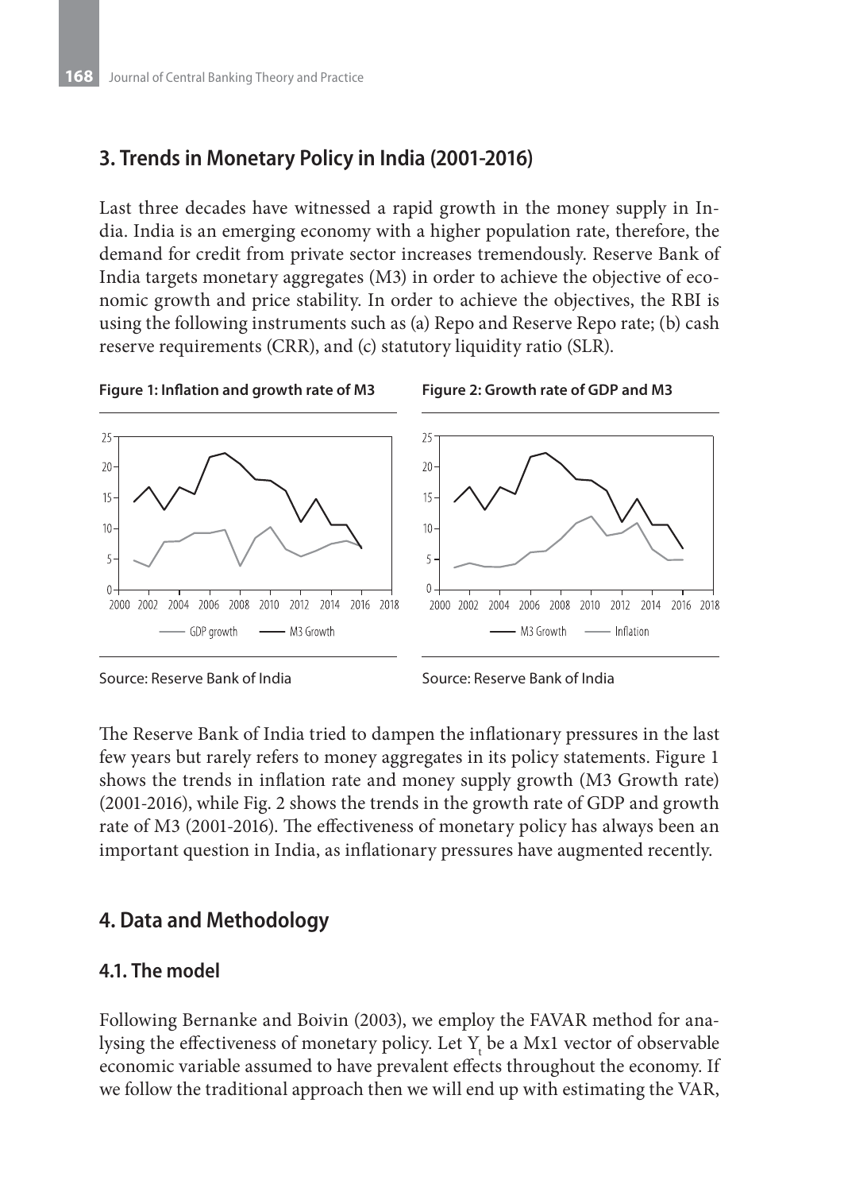## 3. Trends in Monetary Policy in India (2001-2016)

Last three decades have witnessed a rapid growth in the money supply in India. India is an emerging economy with a higher population rate, therefore, the demand for credit from private sector increases tremendously. Reserve Bank of India targets monetary aggregates (M3) in order to achieve the objective of economic growth and price stability. In order to achieve the objectives, the RBI is using the following instruments such as (a) Repo and Reserve Repo rate; (b) cash reserve requirements (CRR), and (c) statutory liquidity ratio (SLR).

**Figure 1: Inflation and growth rate of M3**

Source: Reserve Bank of India

**Figure 2: Growth rate of GDP and M3**

Source: Reserve Bank of India

The Reserve Bank of India tried to dampen the inflationary pressures in the last few years but rarely refers to money aggregates in its policy statements. Figure 1 shows the trends in inflation rate and money supply growth (M3 Growth rate) (2001-2016), while Fig. 2 shows the trends in the growth rate of GDP and growth rate of M3 (2001-2016). The effectiveness of monetary policy has always been an important question in India, as inflationary pressures have augmented recently.

## 4. Data and Methodology

### 4.1. The model

Following Bernanke and Boivin (2003), we employ the FAVAR method for analysing the effectiveness of monetary policy. Let $Y_t$ be a Mx1 vector of observable economic variable assumed to have prevalent effects throughout the economy. If we follow the traditional approach then we will end up with estimating the VAR,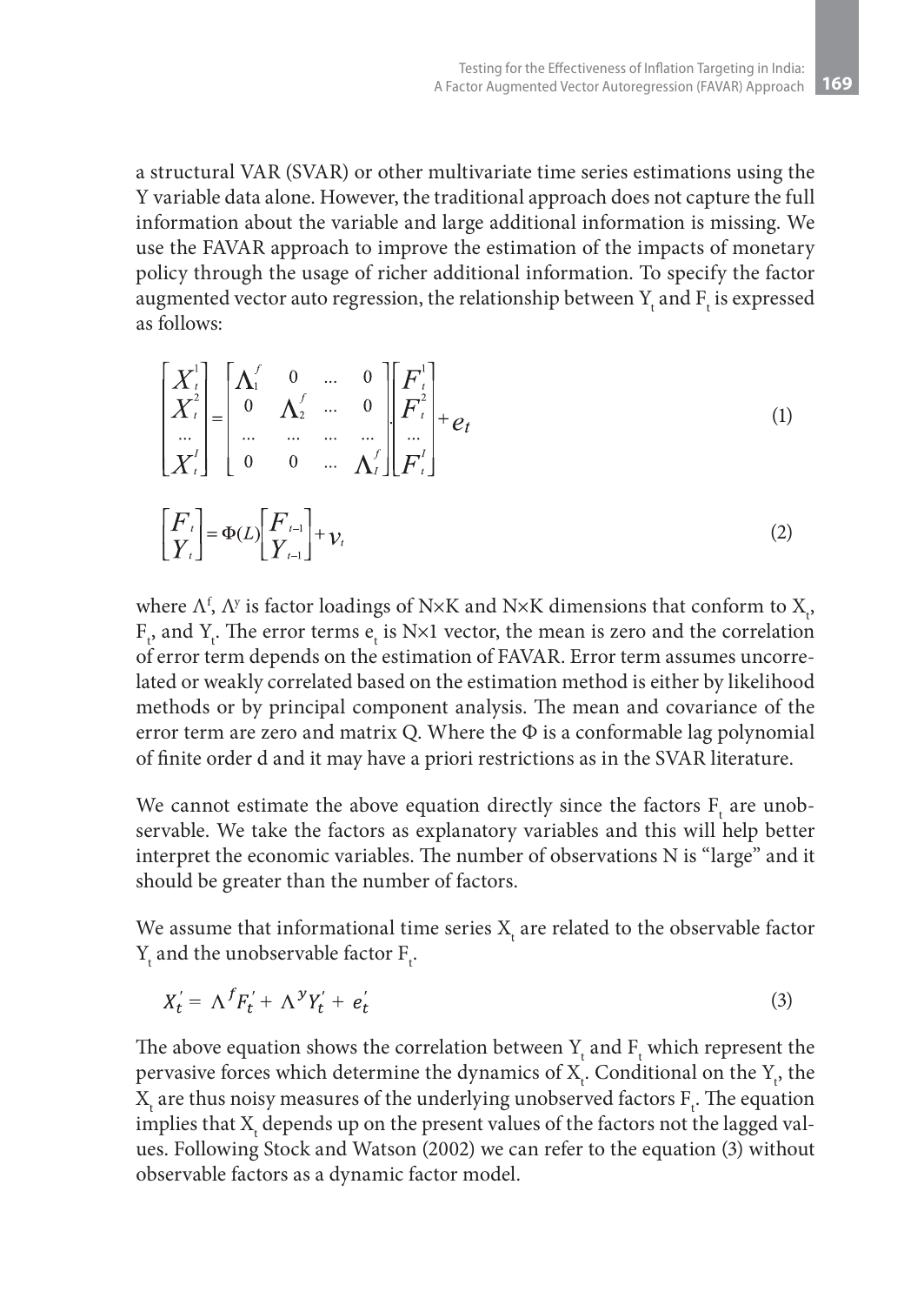a structural VAR (SVAR) or other multivariate time series estimations using the Y variable data alone. However, the traditional approach does not capture the full information about the variable and large additional information is missing. We use the FAVAR approach to improve the estimation of the impacts of monetary policy through the usage of richer additional information. To specify the factor augmented vector auto regression, the relationship between $Y_t$ and $F_t$ is expressed as follows:

$$\begin{bmatrix} X_t^1 \\ X_t^2 \\ \ldots \\ X_t^I \end{bmatrix} = \begin{bmatrix} \Lambda_1^f & 0 & \ldots & 0 \\ 0 & \Lambda_2^f & \ldots & 0 \\ \ldots & \ldots & \ldots & \ldots \\ 0 & 0 & \ldots & \Lambda_I^f \end{bmatrix} \cdot \begin{bmatrix} F_t^1 \\ F_t^2 \\ \ldots \\ F_t^I \end{bmatrix} + e_t \tag{1}$$

$$\begin{bmatrix} F_t \\ Y_t \end{bmatrix} = \Phi(L) \begin{bmatrix} F_{t-1} \\ Y_{t-1} \end{bmatrix} + v_t \tag{2}$$

where $\Lambda^f$, $\Lambda^y$ is factor loadings of N×K and N×K dimensions that conform to $X_t$, $F_t$, and $Y_t$. The error terms $e_t$ is N×1 vector, the mean is zero and the correlation of error term depends on the estimation of FAVAR. Error term assumes uncorrelated or weakly correlated based on the estimation method is either by likelihood methods or by principal component analysis. The mean and covariance of the error term are zero and matrix Q. Where the $\Phi$ is a conformable lag polynomial of finite order d and it may have a priori restrictions as in the SVAR literature.

We cannot estimate the above equation directly since the factors $F_t$ are unobservable. We take the factors as explanatory variables and this will help better interpret the economic variables. The number of observations N is "large" and it should be greater than the number of factors.

We assume that informational time series $X_t$ are related to the observable factor $Y_t$ and the unobservable factor $F_t$.

$$X_t' = \Lambda^f F_t' + \Lambda^y Y_t' + e_t' \tag{3}$$

The above equation shows the correlation between $Y_t$ and $F_t$ which represent the pervasive forces which determine the dynamics of $X_t$. Conditional on the $Y_t$, the $X_t$ are thus noisy measures of the underlying unobserved factors $F_t$. The equation implies that $X_t$ depends up on the present values of the factors not the lagged values. Following Stock and Watson (2002) we can refer to the equation (3) without observable factors as a dynamic factor model.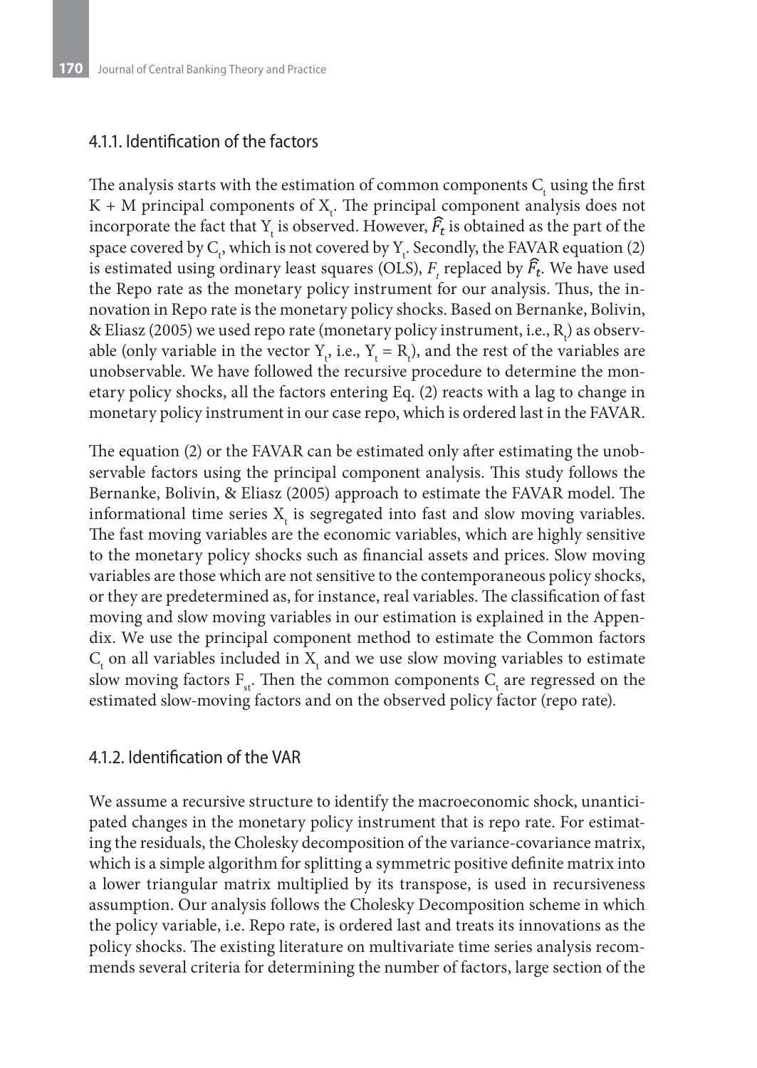### 4.1.1. Identification of the factors

The analysis starts with the estimation of common components $C_t$ using the first $K + M$ principal components of $X_t$. The principal component analysis does not incorporate the fact that $Y_t$ is observed. However, $\widehat{F_t}$ is obtained as the part of the space covered by $C_t$, which is not covered by $Y_t$. Secondly, the FAVAR equation (2) is estimated using ordinary least squares (OLS), $F_t$ replaced by $\widehat{F_t}$. We have used the Repo rate as the monetary policy instrument for our analysis. Thus, the innovation in Repo rate is the monetary policy shocks. Based on Bernanke, Bolivin, & Eliasz (2005) we used repo rate (monetary policy instrument, i.e., $R_t$) as observable (only variable in the vector $Y_t$, i.e., $Y_t = R_t$), and the rest of the variables are unobservable. We have followed the recursive procedure to determine the monetary policy shocks, all the factors entering Eq. (2) reacts with a lag to change in monetary policy instrument in our case repo, which is ordered last in the FAVAR.

The equation (2) or the FAVAR can be estimated only after estimating the unobservable factors using the principal component analysis. This study follows the Bernanke, Bolivin, & Eliasz (2005) approach to estimate the FAVAR model. The informational time series $X_t$ is segregated into fast and slow moving variables. The fast moving variables are the economic variables, which are highly sensitive to the monetary policy shocks such as financial assets and prices. Slow moving variables are those which are not sensitive to the contemporaneous policy shocks, or they are predetermined as, for instance, real variables. The classification of fast moving and slow moving variables in our estimation is explained in the Appendix. We use the principal component method to estimate the Common factors $C_t$ on all variables included in $X_t$ and we use slow moving variables to estimate slow moving factors $F_{st}$. Then the common components $C_t$ are regressed on the estimated slow-moving factors and on the observed policy factor (repo rate).

### 4.1.2. Identification of the VAR

We assume a recursive structure to identify the macroeconomic shock, unanticipated changes in the monetary policy instrument that is repo rate. For estimating the residuals, the Cholesky decomposition of the variance-covariance matrix, which is a simple algorithm for splitting a symmetric positive definite matrix into a lower triangular matrix multiplied by its transpose, is used in recursiveness assumption. Our analysis follows the Cholesky Decomposition scheme in which the policy variable, i.e. Repo rate, is ordered last and treats its innovations as the policy shocks. The existing literature on multivariate time series analysis recommends several criteria for determining the number of factors, large section of the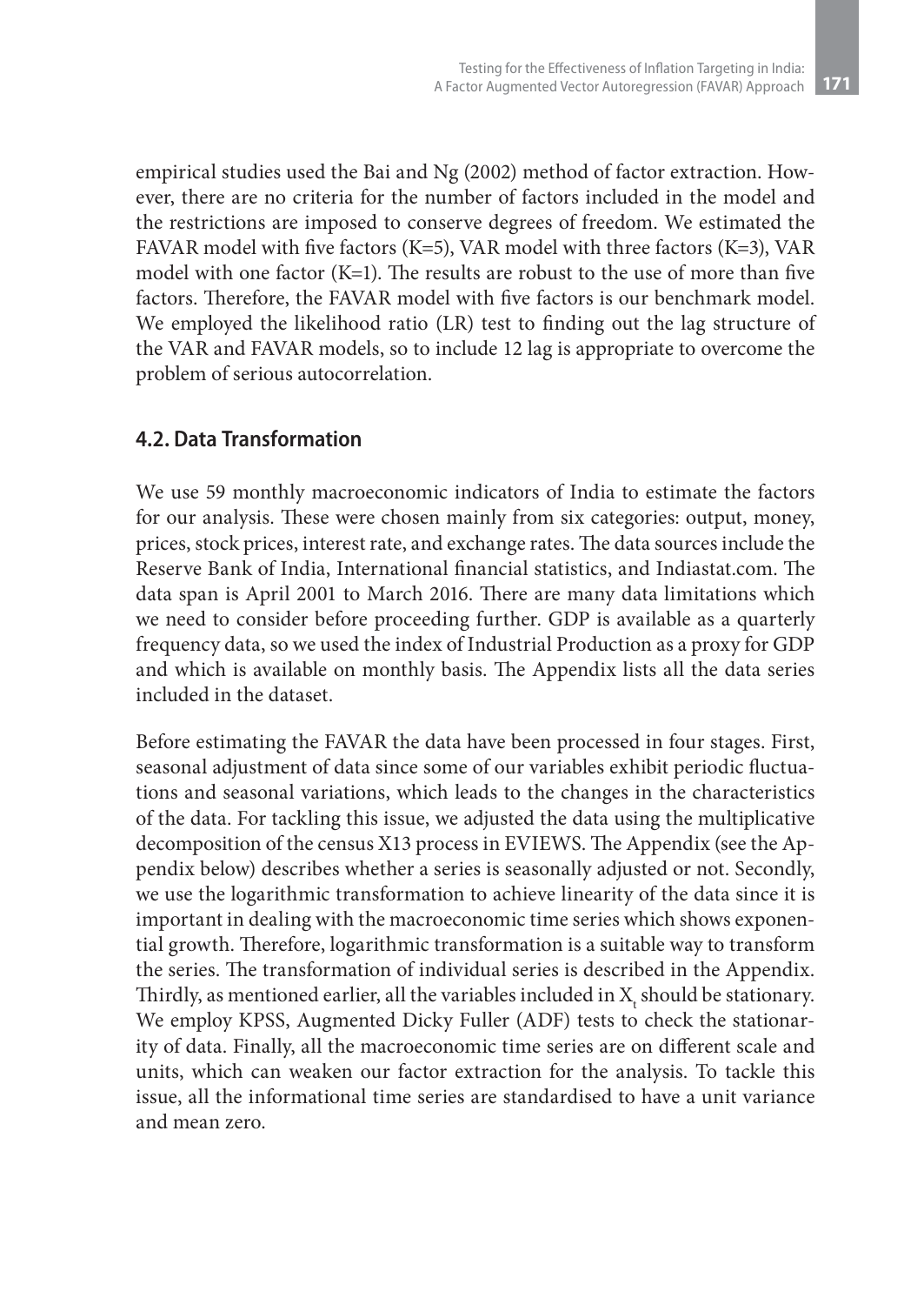empirical studies used the Bai and Ng (2002) method of factor extraction. However, there are no criteria for the number of factors included in the model and the restrictions are imposed to conserve degrees of freedom. We estimated the FAVAR model with five factors (K=5), VAR model with three factors (K=3), VAR model with one factor (K=1). The results are robust to the use of more than five factors. Therefore, the FAVAR model with five factors is our benchmark model. We employed the likelihood ratio (LR) test to finding out the lag structure of the VAR and FAVAR models, so to include 12 lag is appropriate to overcome the problem of serious autocorrelation.

## 4.2. Data Transformation

We use 59 monthly macroeconomic indicators of India to estimate the factors for our analysis. These were chosen mainly from six categories: output, money, prices, stock prices, interest rate, and exchange rates. The data sources include the Reserve Bank of India, International financial statistics, and Indiastat.com. The data span is April 2001 to March 2016. There are many data limitations which we need to consider before proceeding further. GDP is available as a quarterly frequency data, so we used the index of Industrial Production as a proxy for GDP and which is available on monthly basis. The Appendix lists all the data series included in the dataset.

Before estimating the FAVAR the data have been processed in four stages. First, seasonal adjustment of data since some of our variables exhibit periodic fluctuations and seasonal variations, which leads to the changes in the characteristics of the data. For tackling this issue, we adjusted the data using the multiplicative decomposition of the census X13 process in EVIEWS. The Appendix (see the Appendix below) describes whether a series is seasonally adjusted or not. Secondly, we use the logarithmic transformation to achieve linearity of the data since it is important in dealing with the macroeconomic time series which shows exponential growth. Therefore, logarithmic transformation is a suitable way to transform the series. The transformation of individual series is described in the Appendix. Thirdly, as mentioned earlier, all the variables included in $X_t$ should be stationary. We employ KPSS, Augmented Dicky Fuller (ADF) tests to check the stationarity of data. Finally, all the macroeconomic time series are on different scale and units, which can weaken our factor extraction for the analysis. To tackle this issue, all the informational time series are standardised to have a unit variance and mean zero.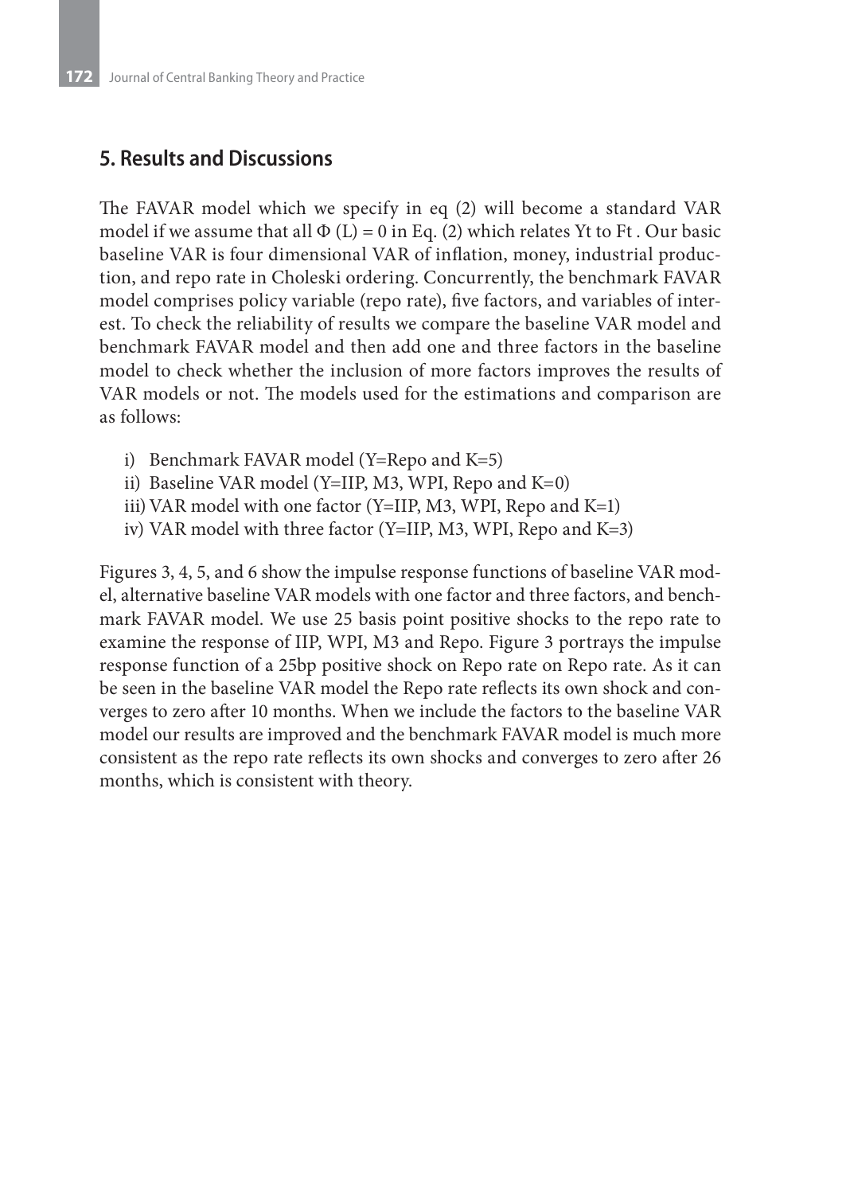## 5. Results and Discussions

The FAVAR model which we specify in eq (2) will become a standard VAR model if we assume that all $\Phi(L) = 0$ in Eq. (2) which relates $Y_t$ to $F_t$ . Our basic baseline VAR is four dimensional VAR of inflation, money, industrial production, and repo rate in Choleski ordering. Concurrently, the benchmark FAVAR model comprises policy variable (repo rate), five factors, and variables of interest. To check the reliability of results we compare the baseline VAR model and benchmark FAVAR model and then add one and three factors in the baseline model to check whether the inclusion of more factors improves the results of VAR models or not. The models used for the estimations and comparison are as follows:

i) Benchmark FAVAR model (Y=Repo and K=5)
ii) Baseline VAR model (Y=IIP, M3, WPI, Repo and K=0)
iii) VAR model with one factor (Y=IIP, M3, WPI, Repo and K=1)
iv) VAR model with three factor (Y=IIP, M3, WPI, Repo and K=3)

Figures 3, 4, 5, and 6 show the impulse response functions of baseline VAR model, alternative baseline VAR models with one factor and three factors, and benchmark FAVAR model. We use 25 basis point positive shocks to the repo rate to examine the response of IIP, WPI, M3 and Repo. Figure 3 portrays the impulse response function of a 25bp positive shock on Repo rate on Repo rate. As it can be seen in the baseline VAR model the Repo rate reflects its own shock and converges to zero after 10 months. When we include the factors to the baseline VAR model our results are improved and the benchmark FAVAR model is much more consistent as the repo rate reflects its own shocks and converges to zero after 26 months, which is consistent with theory.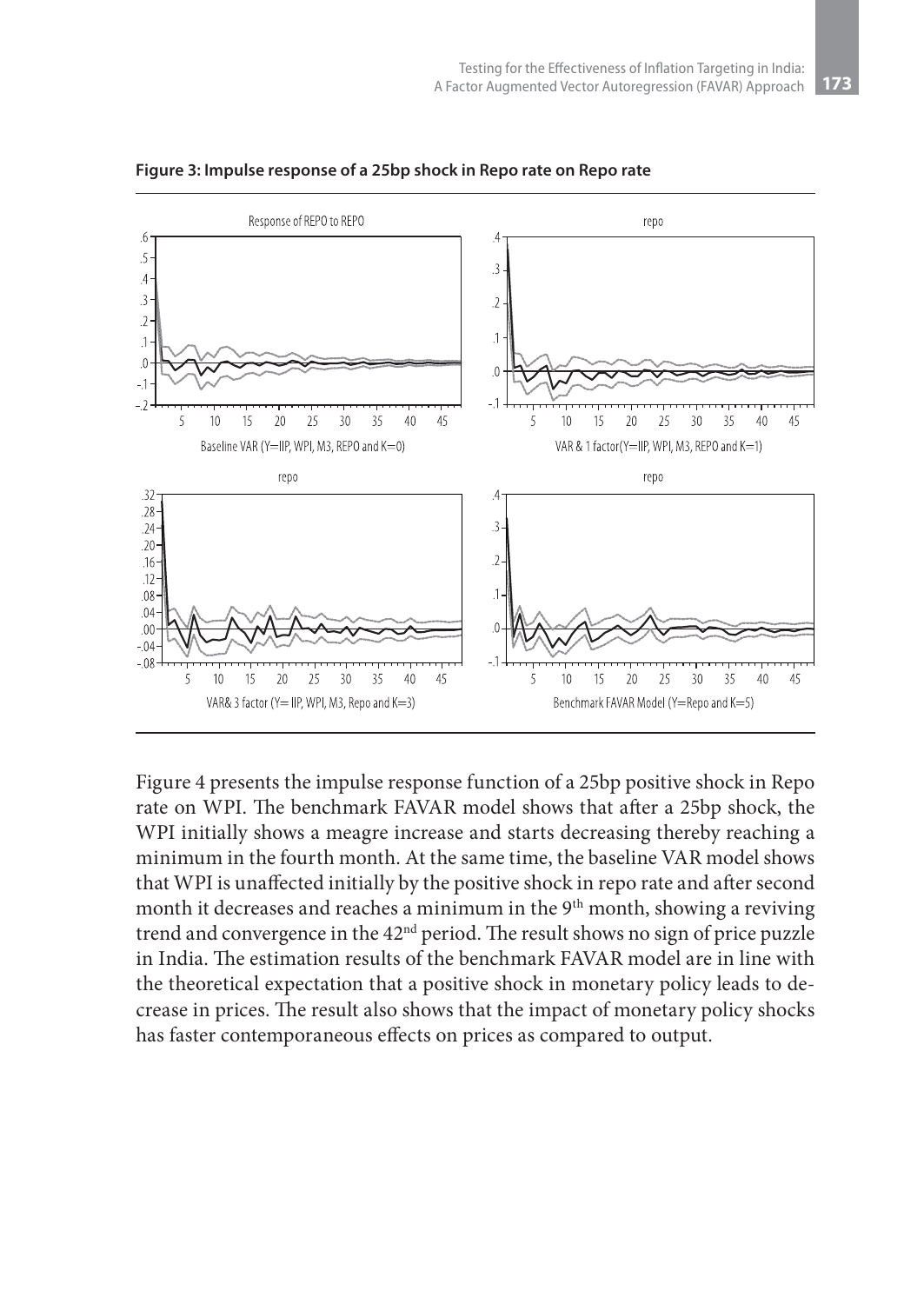**Figure 3: Impulse response of a 25bp shock in Repo rate on Repo rate**

Figure 4 presents the impulse response function of a 25bp positive shock in Repo rate on WPI. The benchmark FAVAR model shows that after a 25bp shock, the WPI initially shows a meagre increase and starts decreasing thereby reaching a minimum in the fourth month. At the same time, the baseline VAR model shows that WPI is unaffected initially by the positive shock in repo rate and after second month it decreases and reaches a minimum in the 9th month, showing a reviving trend and convergence in the 42nd period. The result shows no sign of price puzzle in India. The estimation results of the benchmark FAVAR model are in line with the theoretical expectation that a positive shock in monetary policy leads to decrease in prices. The result also shows that the impact of monetary policy shocks has faster contemporaneous effects on prices as compared to output.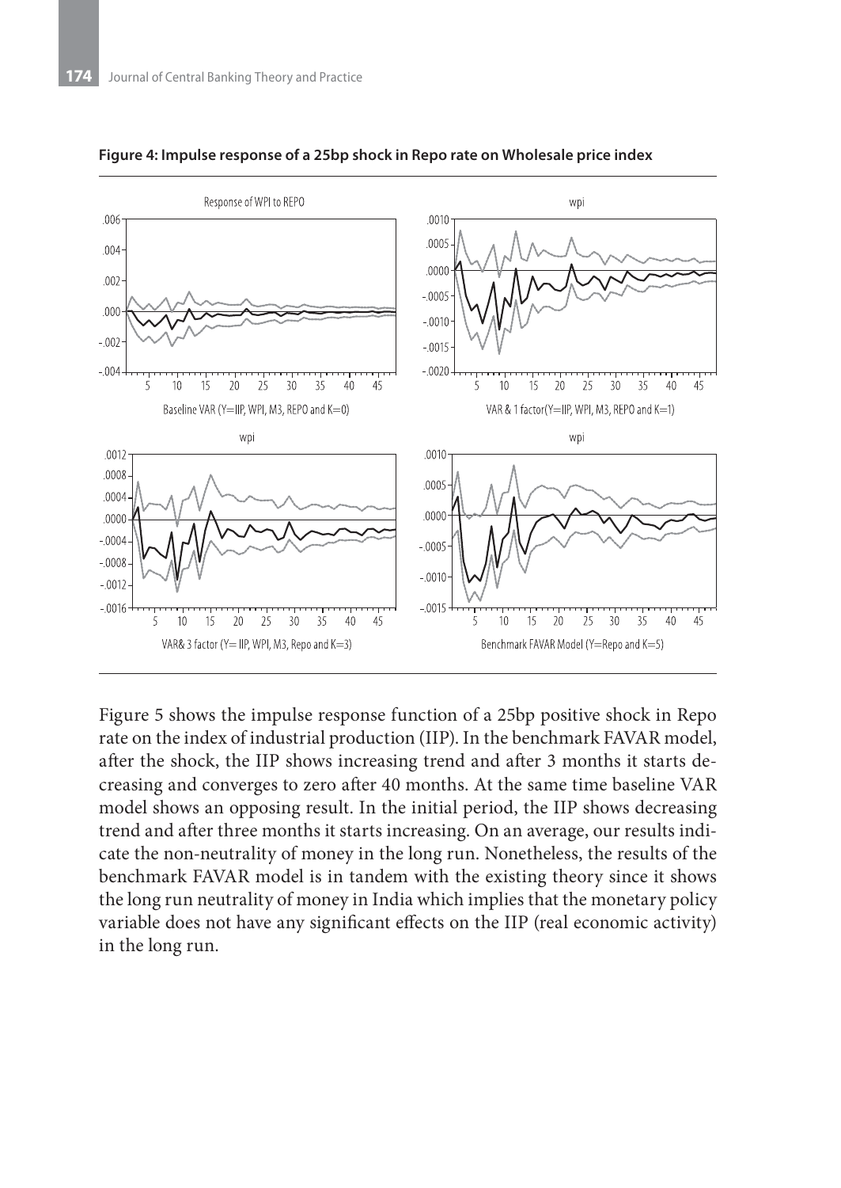**Figure 4: Impulse response of a 25bp shock in Repo rate on Wholesale price index**

Figure 5 shows the impulse response function of a 25bp positive shock in Repo rate on the index of industrial production (IIP). In the benchmark FAVAR model, after the shock, the IIP shows increasing trend and after 3 months it starts decreasing and converges to zero after 40 months. At the same time baseline VAR model shows an opposing result. In the initial period, the IIP shows decreasing trend and after three months it starts increasing. On an average, our results indicate the non-neutrality of money in the long run. Nonetheless, the results of the benchmark FAVAR model is in tandem with the existing theory since it shows the long run neutrality of money in India which implies that the monetary policy variable does not have any significant effects on the IIP (real economic activity) in the long run.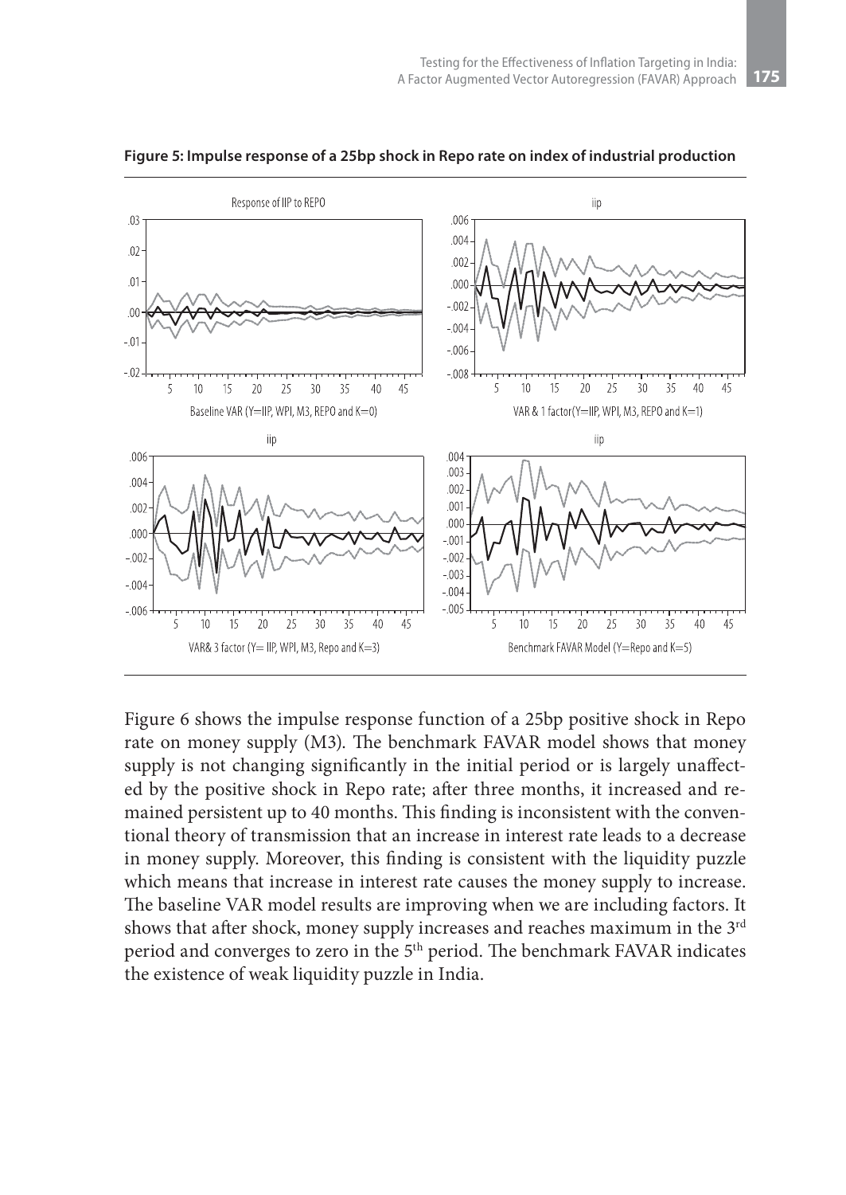**Figure 5: Impulse response of a 25bp shock in Repo rate on index of industrial production**

Figure 6 shows the impulse response function of a 25bp positive shock in Repo rate on money supply (M3). The benchmark FAVAR model shows that money supply is not changing significantly in the initial period or is largely unaffected by the positive shock in Repo rate; after three months, it increased and remained persistent up to 40 months. This finding is inconsistent with the conventional theory of transmission that an increase in interest rate leads to a decrease in money supply. Moreover, this finding is consistent with the liquidity puzzle which means that increase in interest rate causes the money supply to increase. The baseline VAR model results are improving when we are including factors. It shows that after shock, money supply increases and reaches maximum in the 3rd period and converges to zero in the 5th period. The benchmark FAVAR indicates the existence of weak liquidity puzzle in India.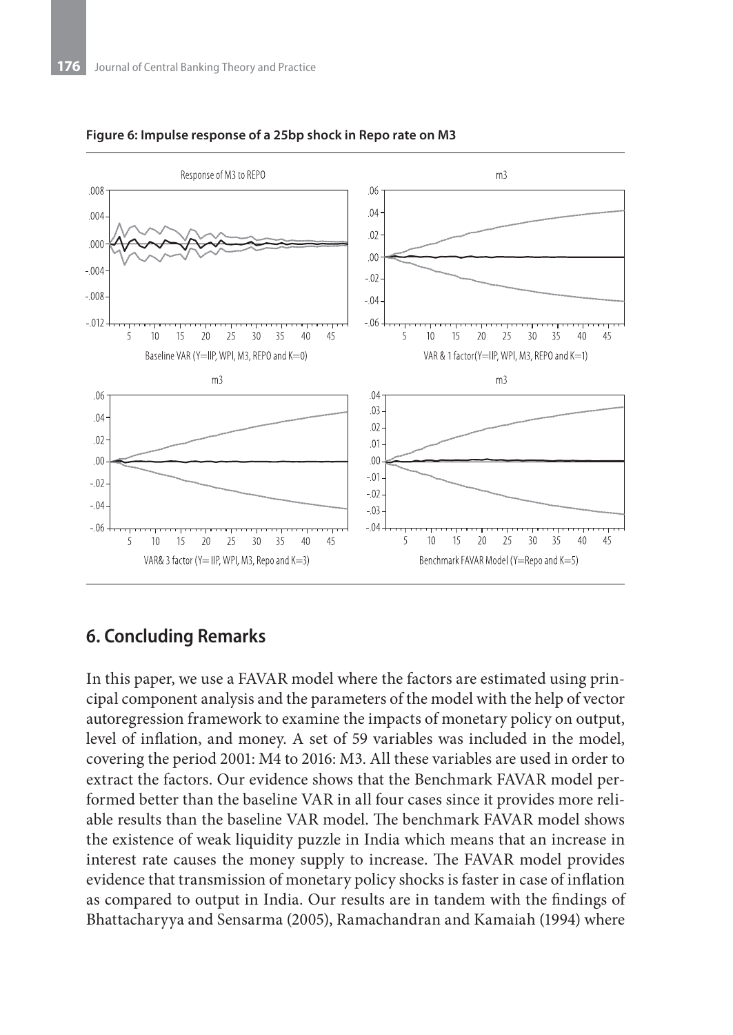**Figure 6: Impulse response of a 25bp shock in Repo rate on M3**

## 6. Concluding Remarks

In this paper, we use a FAVAR model where the factors are estimated using principal component analysis and the parameters of the model with the help of vector autoregression framework to examine the impacts of monetary policy on output, level of inflation, and money. A set of 59 variables was included in the model, covering the period 2001: M4 to 2016: M3. All these variables are used in order to extract the factors. Our evidence shows that the Benchmark FAVAR model performed better than the baseline VAR in all four cases since it provides more reliable results than the baseline VAR model. The benchmark FAVAR model shows the existence of weak liquidity puzzle in India which means that an increase in interest rate causes the money supply to increase. The FAVAR model provides evidence that transmission of monetary policy shocks is faster in case of inflation as compared to output in India. Our results are in tandem with the findings of Bhattacharyya and Sensarma (2005), Ramachandran and Kamaiah (1994) where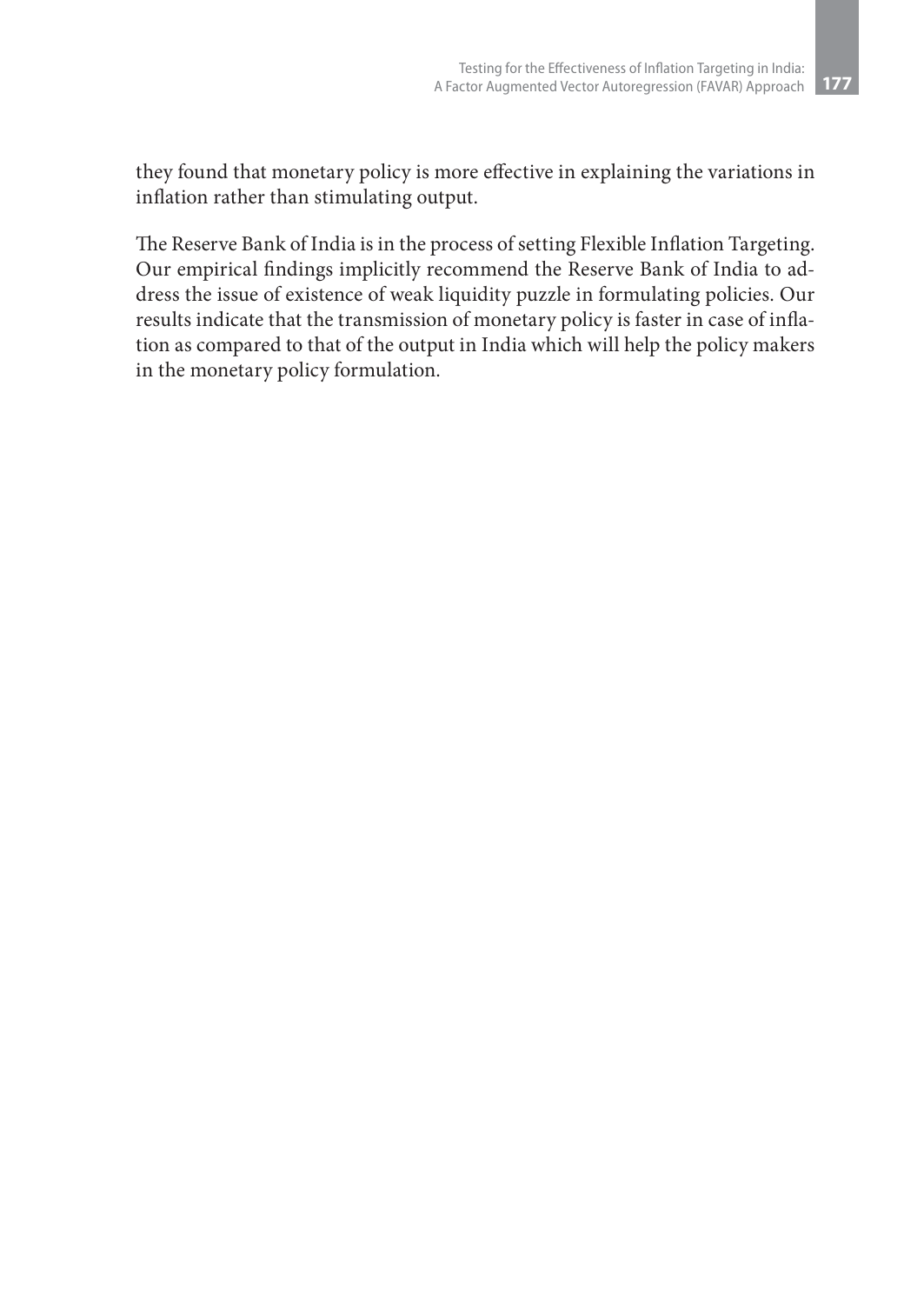they found that monetary policy is more effective in explaining the variations in inflation rather than stimulating output.

The Reserve Bank of India is in the process of setting Flexible Inflation Targeting. Our empirical findings implicitly recommend the Reserve Bank of India to address the issue of existence of weak liquidity puzzle in formulating policies. Our results indicate that the transmission of monetary policy is faster in case of inflation as compared to that of the output in India which will help the policy makers in the monetary policy formulation.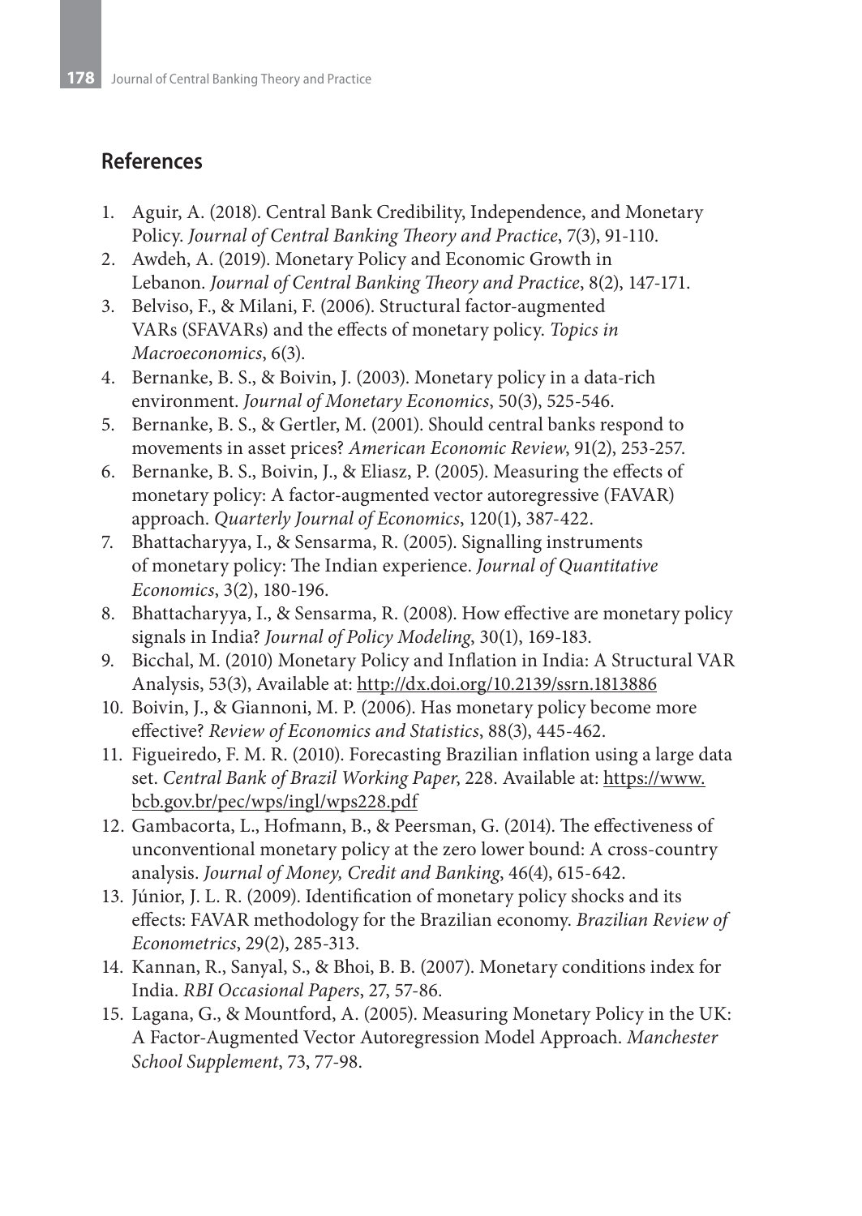## References

1. Aguir, A. (2018). Central Bank Credibility, Independence, and Monetary Policy. *Journal of Central Banking Theory and Practice*, 7(3), 91-110.
2. Awdeh, A. (2019). Monetary Policy and Economic Growth in Lebanon. *Journal of Central Banking Theory and Practice*, 8(2), 147-171.
3. Belviso, F., & Milani, F. (2006). Structural factor-augmented VARs (SFAVARs) and the effects of monetary policy. *Topics in Macroeconomics*, 6(3).
4. Bernanke, B. S., & Boivin, J. (2003). Monetary policy in a data-rich environment. *Journal of Monetary Economics*, 50(3), 525-546.
5. Bernanke, B. S., & Gertler, M. (2001). Should central banks respond to movements in asset prices? *American Economic Review*, 91(2), 253-257.
6. Bernanke, B. S., Boivin, J., & Eliasz, P. (2005). Measuring the effects of monetary policy: A factor-augmented vector autoregressive (FAVAR) approach. *Quarterly Journal of Economics*, 120(1), 387-422.
7. Bhattacharyya, I., & Sensarma, R. (2005). Signalling instruments of monetary policy: The Indian experience. *Journal of Quantitative Economics*, 3(2), 180-196.
8. Bhattacharyya, I., & Sensarma, R. (2008). How effective are monetary policy signals in India? *Journal of Policy Modeling*, 30(1), 169-183.
9. Bicchal, M. (2010) Monetary Policy and Inflation in India: A Structural VAR Analysis, 53(3), Available at: http://dx.doi.org/10.2139/ssrn.1813886
10. Boivin, J., & Giannoni, M. P. (2006). Has monetary policy become more effective? *Review of Economics and Statistics*, 88(3), 445-462.
11. Figueiredo, F. M. R. (2010). Forecasting Brazilian inflation using a large data set. *Central Bank of Brazil Working Paper*, 228. Available at: https://www.bcb.gov.br/pec/wps/ingl/wps228.pdf
12. Gambacorta, L., Hofmann, B., & Peersman, G. (2014). The effectiveness of unconventional monetary policy at the zero lower bound: A cross-country analysis. *Journal of Money, Credit and Banking*, 46(4), 615-642.
13. Júnior, J. L. R. (2009). Identification of monetary policy shocks and its effects: FAVAR methodology for the Brazilian economy. *Brazilian Review of Econometrics*, 29(2), 285-313.
14. Kannan, R., Sanyal, S., & Bhoi, B. B. (2007). Monetary conditions index for India. *RBI Occasional Papers*, 27, 57-86.
15. Lagana, G., & Mountford, A. (2005). Measuring Monetary Policy in the UK: A Factor-Augmented Vector Autoregression Model Approach. *Manchester School Supplement*, 73, 77-98.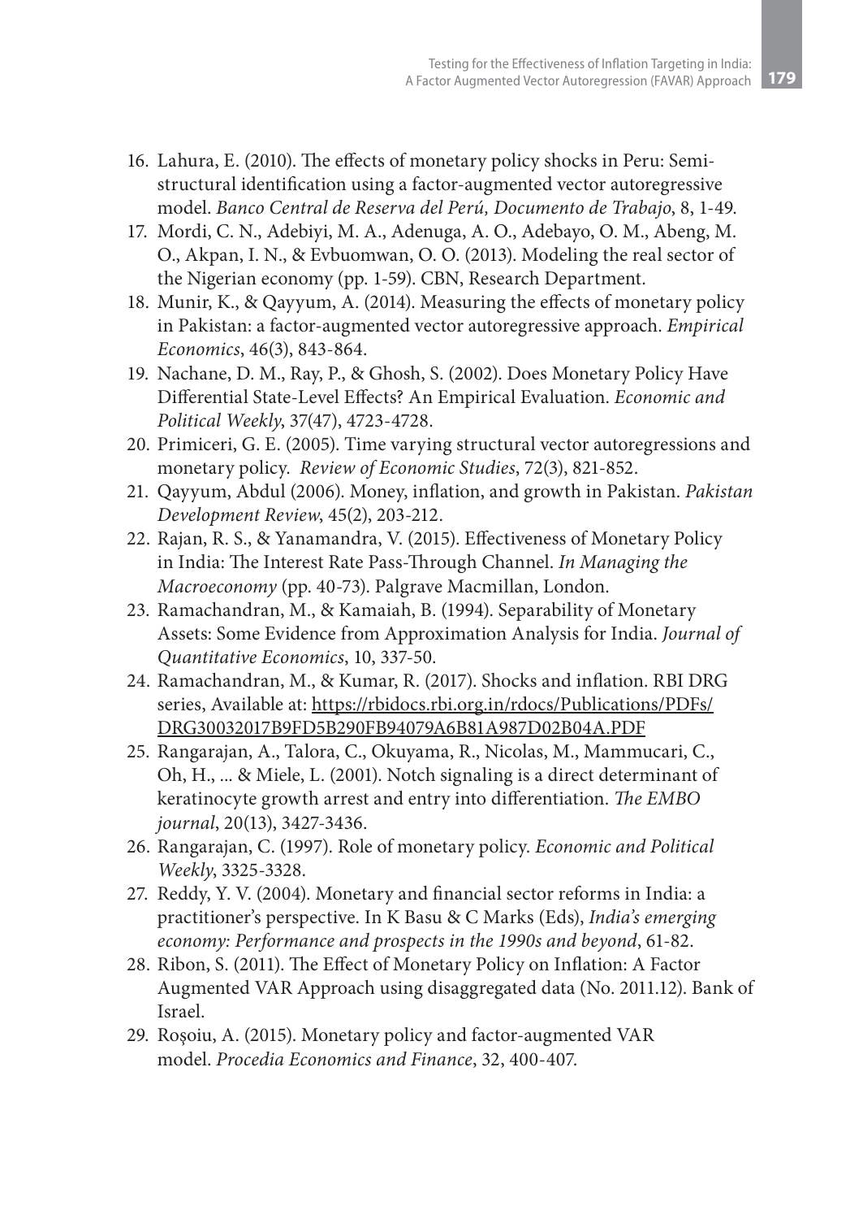16. Lahura, E. (2010). The effects of monetary policy shocks in Peru: Semi-structural identification using a factor-augmented vector autoregressive model. *Banco Central de Reserva del Perú, Documento de Trabajo*, 8, 1-49.
17. Mordi, C. N., Adebiyi, M. A., Adenuga, A. O., Adebayo, O. M., Abeng, M. O., Akpan, I. N., & Evbuomwan, O. O. (2013). Modeling the real sector of the Nigerian economy (pp. 1-59). CBN, Research Department.
18. Munir, K., & Qayyum, A. (2014). Measuring the effects of monetary policy in Pakistan: a factor-augmented vector autoregressive approach. *Empirical Economics*, 46(3), 843-864.
19. Nachane, D. M., Ray, P., & Ghosh, S. (2002). Does Monetary Policy Have Differential State-Level Effects? An Empirical Evaluation. *Economic and Political Weekly*, 37(47), 4723-4728.
20. Primiceri, G. E. (2005). Time varying structural vector autoregressions and monetary policy. *Review of Economic Studies*, 72(3), 821-852.
21. Qayyum, Abdul (2006). Money, inflation, and growth in Pakistan. *Pakistan Development Review*, 45(2), 203-212.
22. Rajan, R. S., & Yanamandra, V. (2015). Effectiveness of Monetary Policy in India: The Interest Rate Pass-Through Channel. *In Managing the Macroeconomy* (pp. 40-73). Palgrave Macmillan, London.
23. Ramachandran, M., & Kamaiah, B. (1994). Separability of Monetary Assets: Some Evidence from Approximation Analysis for India. *Journal of Quantitative Economics*, 10, 337-50.
24. Ramachandran, M., & Kumar, R. (2017). Shocks and inflation. RBI DRG series, Available at: https://rbidocs.rbi.org.in/rdocs/Publications/PDFs/DRG30032017B9FD5B290FB94079A6B81A987D02B04A.PDF
25. Rangarajan, A., Talora, C., Okuyama, R., Nicolas, M., Mammucari, C., Oh, H., ... & Miele, L. (2001). Notch signaling is a direct determinant of keratinocyte growth arrest and entry into differentiation. *The EMBO journal*, 20(13), 3427-3436.
26. Rangarajan, C. (1997). Role of monetary policy. *Economic and Political Weekly*, 3325-3328.
27. Reddy, Y. V. (2004). Monetary and financial sector reforms in India: a practitioner's perspective. In K Basu & C Marks (Eds), *India's emerging economy: Performance and prospects in the 1990s and beyond*, 61-82.
28. Ribon, S. (2011). The Effect of Monetary Policy on Inflation: A Factor Augmented VAR Approach using disaggregated data (No. 2011.12). Bank of Israel.
29. Roşoiu, A. (2015). Monetary policy and factor-augmented VAR model. *Procedia Economics and Finance*, 32, 400-407.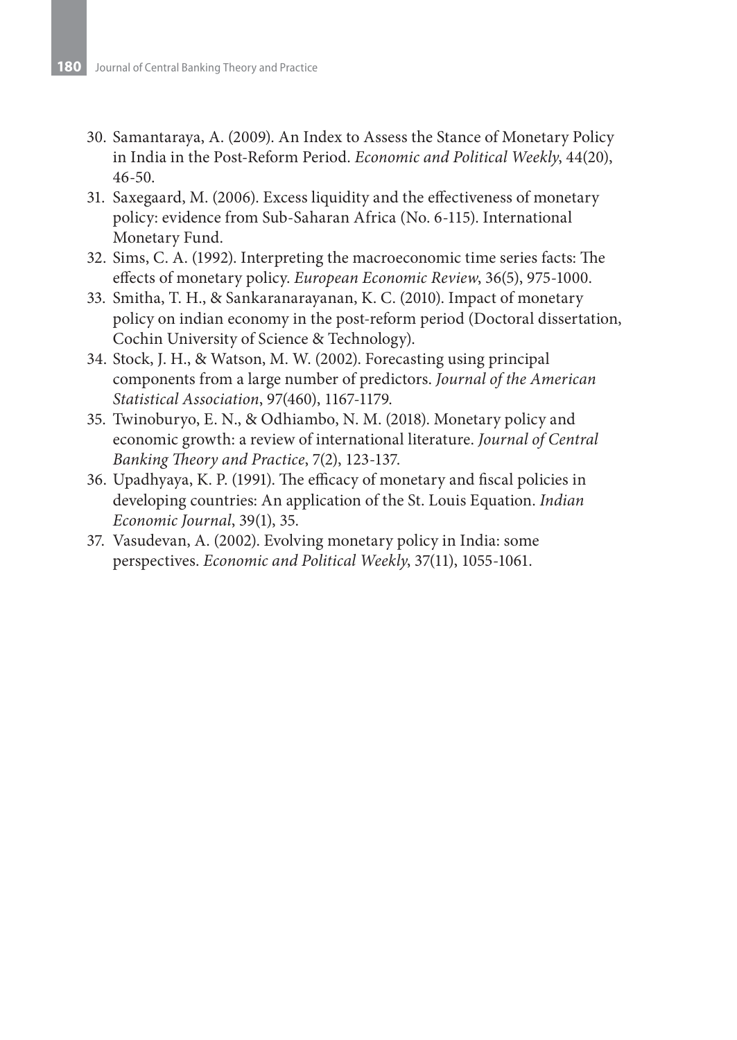30. Samantaraya, A. (2009). An Index to Assess the Stance of Monetary Policy in India in the Post-Reform Period. *Economic and Political Weekly*, 44(20), 46-50.
31. Saxegaard, M. (2006). Excess liquidity and the effectiveness of monetary policy: evidence from Sub-Saharan Africa (No. 6-115). International Monetary Fund.
32. Sims, C. A. (1992). Interpreting the macroeconomic time series facts: The effects of monetary policy. *European Economic Review*, 36(5), 975-1000.
33. Smitha, T. H., & Sankaranarayanan, K. C. (2010). Impact of monetary policy on indian economy in the post-reform period (Doctoral dissertation, Cochin University of Science & Technology).
34. Stock, J. H., & Watson, M. W. (2002). Forecasting using principal components from a large number of predictors. *Journal of the American Statistical Association*, 97(460), 1167-1179.
35. Twinoburyo, E. N., & Odhiambo, N. M. (2018). Monetary policy and economic growth: a review of international literature. *Journal of Central Banking Theory and Practice*, 7(2), 123-137.
36. Upadhyaya, K. P. (1991). The efficacy of monetary and fiscal policies in developing countries: An application of the St. Louis Equation. *Indian Economic Journal*, 39(1), 35.
37. Vasudevan, A. (2002). Evolving monetary policy in India: some perspectives. *Economic and Political Weekly*, 37(11), 1055-1061.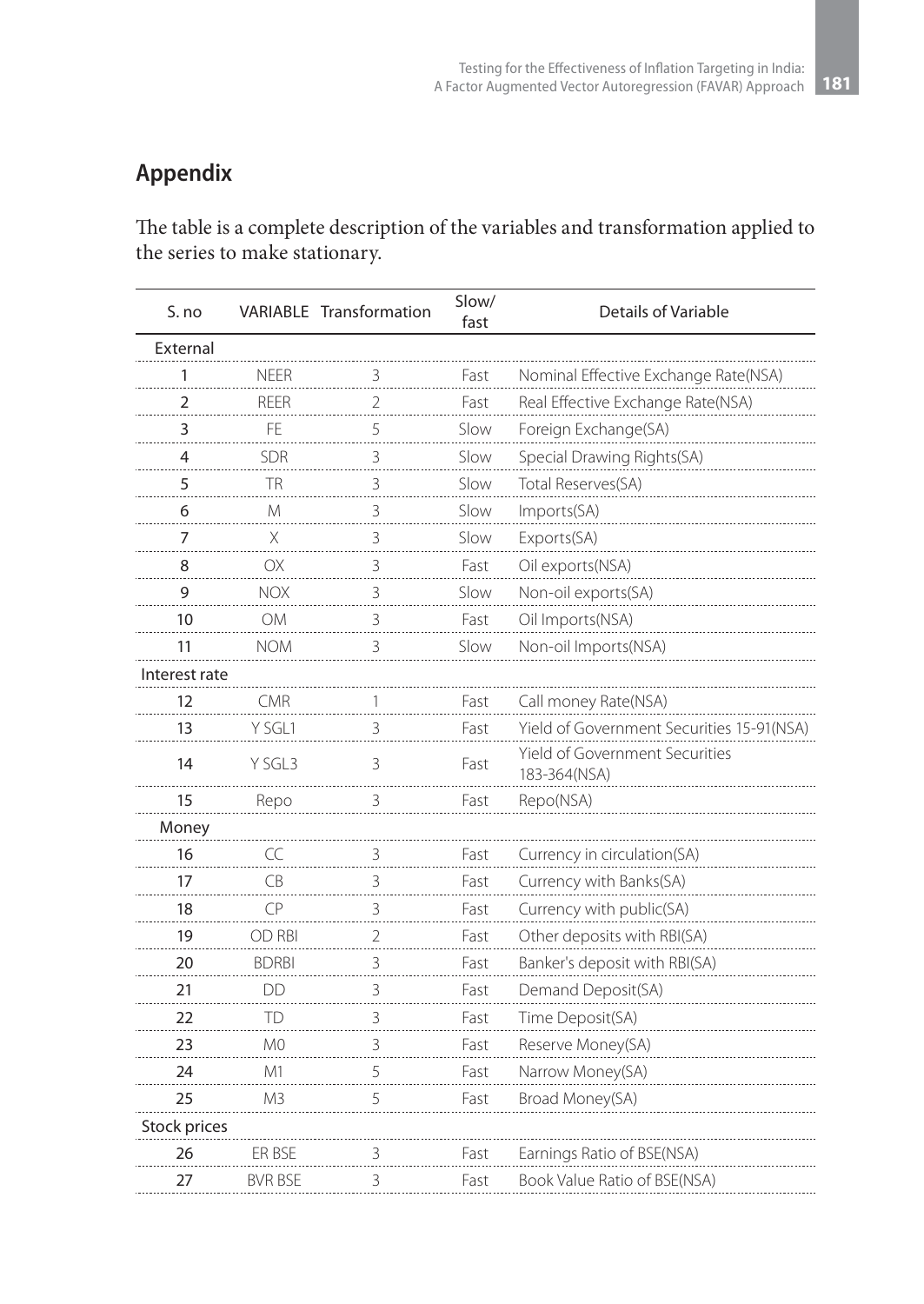## Appendix

The table is a complete description of the variables and transformation applied to the series to make stationary.

| S. no | VARIABLE | Transformation | Slow/ fast | Details of Variable |
|---|---|---|---|---|
| External | | | | |
| 1 | NEER | 3 | Fast | Nominal Effective Exchange Rate(NSA) |
| 2 | REER | 2 | Fast | Real Effective Exchange Rate(NSA) |
| 3 | FE | 5 | Slow | Foreign Exchange(SA) |
| 4 | SDR | 3 | Slow | Special Drawing Rights(SA) |
| 5 | TR | 3 | Slow | Total Reserves(SA) |
| 6 | M | 3 | Slow | Imports(SA) |
| 7 | X | 3 | Slow | Exports(SA) |
| 8 | OX | 3 | Fast | Oil exports(NSA) |
| 9 | NOX | 3 | Slow | Non-oil exports(SA) |
| 10 | OM | 3 | Fast | Oil Imports(NSA) |
| 11 | NOM | 3 | Slow | Non-oil Imports(NSA) |
| Interest rate | | | | |
| 12 | CMR | 1 | Fast | Call money Rate(NSA) |
| 13 | Y SGL1 | 3 | Fast | Yield of Government Securities 15-91(NSA) |
| 14 | Y SGL3 | 3 | Fast | Yield of Government Securities 183-364(NSA) |
| 15 | Repo | 3 | Fast | Repo(NSA) |
| Money | | | | |
| 16 | CC | 3 | Fast | Currency in circulation(SA) |
| 17 | CB | 3 | Fast | Currency with Banks(SA) |
| 18 | CP | 3 | Fast | Currency with public(SA) |
| 19 | OD RBI | 2 | Fast | Other deposits with RBI(SA) |
| 20 | BDRBI | 3 | Fast | Banker's deposit with RBI(SA) |
| 21 | DD | 3 | Fast | Demand Deposit(SA) |
| 22 | TD | 3 | Fast | Time Deposit(SA) |
| 23 | M0 | 3 | Fast | Reserve Money(SA) |
| 24 | M1 | 5 | Fast | Narrow Money(SA) |
| 25 | M3 | 5 | Fast | Broad Money(SA) |
| Stock prices | | | | |
| 26 | ER BSE | 3 | Fast | Earnings Ratio of BSE(NSA) |
| 27 | BVR BSE | 3 | Fast | Book Value Ratio of BSE(NSA) |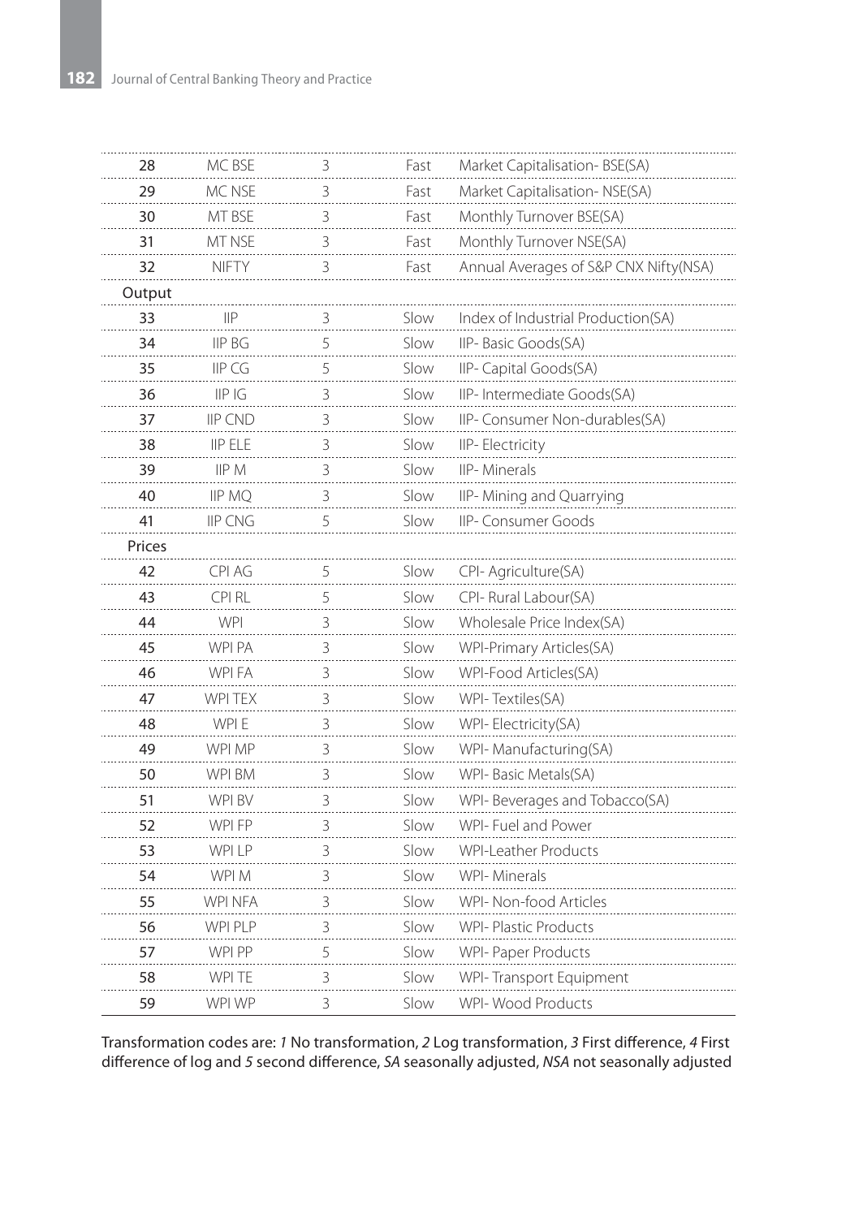| | | | | |
|---|---|---|---|---|
| 28 | MC BSE | 3 | Fast | Market Capitalisation- BSE(SA) |
| 29 | MC NSE | 3 | Fast | Market Capitalisation- NSE(SA) |
| 30 | MT BSE | 3 | Fast | Monthly Turnover BSE(SA) |
| 31 | MT NSE | 3 | Fast | Monthly Turnover NSE(SA) |
| 32 | NIFTY | 3 | Fast | Annual Averages of S&P CNX Nifty(NSA) |
| Output | | | | |
| 33 | IIP | 3 | Slow | Index of Industrial Production(SA) |
| 34 | IIP BG | 5 | Slow | IIP- Basic Goods(SA) |
| 35 | IIP CG | 5 | Slow | IIP- Capital Goods(SA) |
| 36 | IIP IG | 3 | Slow | IIP- Intermediate Goods(SA) |
| 37 | IIP CND | 3 | Slow | IIP- Consumer Non-durables(SA) |
| 38 | IIP ELE | 3 | Slow | IIP- Electricity |
| 39 | IIP M | 3 | Slow | IIP- Minerals |
| 40 | IIP MQ | 3 | Slow | IIP- Mining and Quarrying |
| 41 | IIP CNG | 5 | Slow | IIP- Consumer Goods |
| Prices | | | | |
| 42 | CPI AG | 5 | Slow | CPI- Agriculture(SA) |
| 43 | CPI RL | 5 | Slow | CPI- Rural Labour(SA) |
| 44 | WPI | 3 | Slow | Wholesale Price Index(SA) |
| 45 | WPI PA | 3 | Slow | WPI-Primary Articles(SA) |
| 46 | WPI FA | 3 | Slow | WPI-Food Articles(SA) |
| 47 | WPI TEX | 3 | Slow | WPI- Textiles(SA) |
| 48 | WPI E | 3 | Slow | WPI- Electricity(SA) |
| 49 | WPI MP | 3 | Slow | WPI- Manufacturing(SA) |
| 50 | WPI BM | 3 | Slow | WPI- Basic Metals(SA) |
| 51 | WPI BV | 3 | Slow | WPI- Beverages and Tobacco(SA) |
| 52 | WPI FP | 3 | Slow | WPI- Fuel and Power |
| 53 | WPI LP | 3 | Slow | WPI-Leather Products |
| 54 | WPI M | 3 | Slow | WPI- Minerals |
| 55 | WPI NFA | 3 | Slow | WPI- Non-food Articles |
| 56 | WPI PLP | 3 | Slow | WPI- Plastic Products |
| 57 | WPI PP | 5 | Slow | WPI- Paper Products |
| 58 | WPI TE | 3 | Slow | WPI- Transport Equipment |
| 59 | WPI WP | 3 | Slow | WPI- Wood Products |

Transformation codes are: *1* No transformation, *2* Log transformation, *3* First difference, *4* First difference of log and *5* second difference, *SA* seasonally adjusted, *NSA* not seasonally adjusted